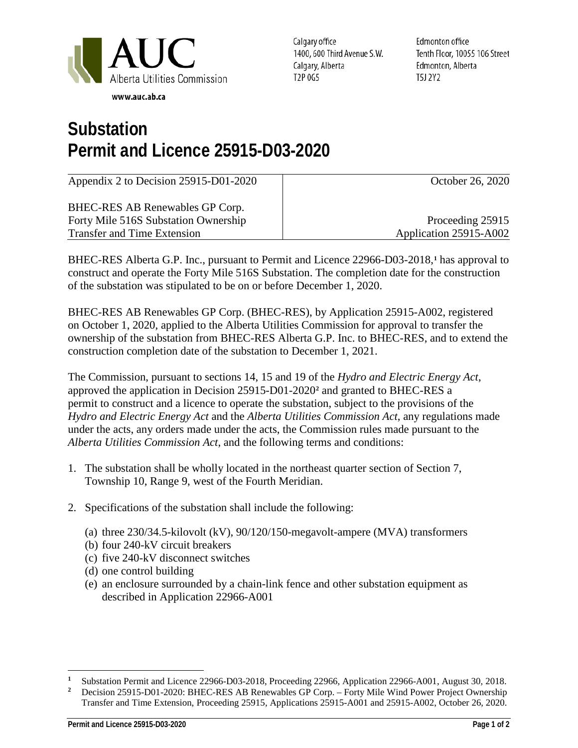AUC Alberta Utilities Commission

www.auc.ab.ca

Calgary office
1400, 600 Third Avenue S.W.
Calgary, Alberta
T2P 0G5

Edmonton office
Tenth Floor, 10055 106 Street
Edmonton, Alberta
T5J 2Y2

# Substation Permit and Licence 25915-D03-2020

| Appendix 2 to Decision 25915-D01-2020 | October 26, 2020 |
|---|---|
| BHEC-RES AB Renewables GP Corp. Forty Mile 516S Substation Ownership Transfer and Time Extension | Proceeding 25915 Application 25915-A002 |

BHEC-RES Alberta G.P. Inc., pursuant to Permit and Licence 22966-D03-2018,[1] has approval to construct and operate the Forty Mile 516S Substation. The completion date for the construction of the substation was stipulated to be on or before December 1, 2020.

BHEC-RES AB Renewables GP Corp. (BHEC-RES), by Application 25915-A002, registered on October 1, 2020, applied to the Alberta Utilities Commission for approval to transfer the ownership of the substation from BHEC-RES Alberta G.P. Inc. to BHEC-RES, and to extend the construction completion date of the substation to December 1, 2021.

The Commission, pursuant to sections 14, 15 and 19 of the *Hydro and Electric Energy Act*, approved the application in Decision 25915-D01-2020[2] and granted to BHEC-RES a permit to construct and a licence to operate the substation, subject to the provisions of the *Hydro and Electric Energy Act* and the *Alberta Utilities Commission Act*, any regulations made under the acts, any orders made under the acts, the Commission rules made pursuant to the *Alberta Utilities Commission Act*, and the following terms and conditions:

1. The substation shall be wholly located in the northeast quarter section of Section 7, Township 10, Range 9, west of the Fourth Meridian.

2. Specifications of the substation shall include the following:

   (a) three 230/34.5-kilovolt (kV), 90/120/150-megavolt-ampere (MVA) transformers
   (b) four 240-kV circuit breakers
   (c) five 240-kV disconnect switches
   (d) one control building
   (e) an enclosure surrounded by a chain-link fence and other substation equipment as described in Application 22966-A001

---

[1] Substation Permit and Licence 22966-D03-2018, Proceeding 22966, Application 22966-A001, August 30, 2018.

[2] Decision 25915-D01-2020: BHEC-RES AB Renewables GP Corp. – Forty Mile Wind Power Project Ownership Transfer and Time Extension, Proceeding 25915, Applications 25915-A001 and 25915-A002, October 26, 2020.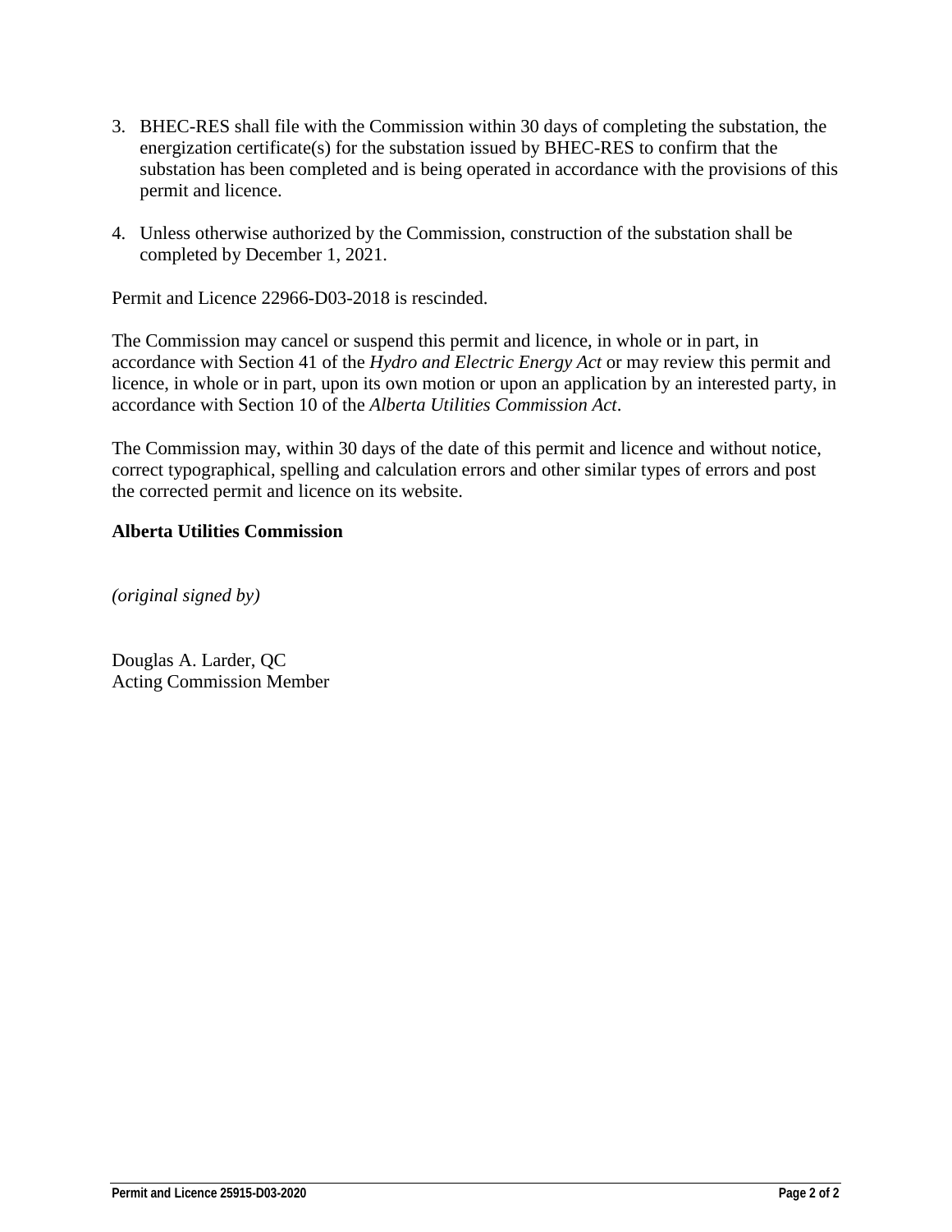3. BHEC-RES shall file with the Commission within 30 days of completing the substation, the energization certificate(s) for the substation issued by BHEC-RES to confirm that the substation has been completed and is being operated in accordance with the provisions of this permit and licence.

4. Unless otherwise authorized by the Commission, construction of the substation shall be completed by December 1, 2021.

Permit and Licence 22966-D03-2018 is rescinded.

The Commission may cancel or suspend this permit and licence, in whole or in part, in accordance with Section 41 of the *Hydro and Electric Energy Act* or may review this permit and licence, in whole or in part, upon its own motion or upon an application by an interested party, in accordance with Section 10 of the *Alberta Utilities Commission Act*.

The Commission may, within 30 days of the date of this permit and licence and without notice, correct typographical, spelling and calculation errors and other similar types of errors and post the corrected permit and licence on its website.

**Alberta Utilities Commission**

*(original signed by)*

Douglas A. Larder, QC
Acting Commission Member